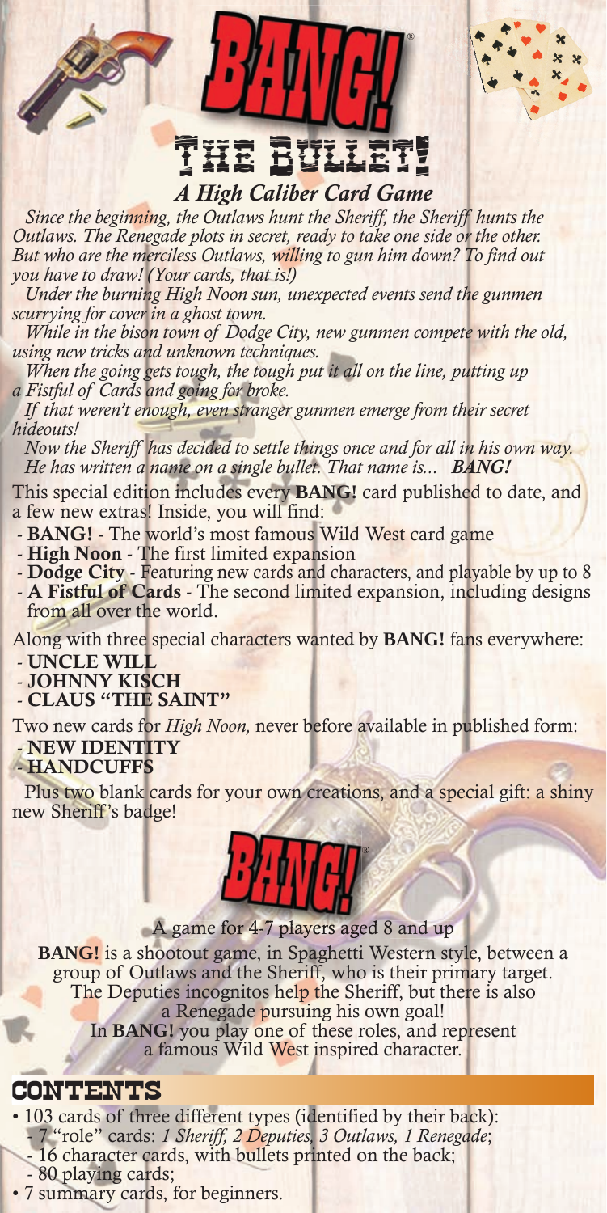# BANG!®

# THE BULLET!

### *A High Caliber Card Game*

*Since the beginning, the Outlaws hunt the Sheriff, the Sheriff hunts the Outlaws. The Renegade plots in secret, ready to take one side or the other. But who are the merciless Outlaws, willing to gun him down? To find out you have to draw! (Your cards, that is!)*

*Under the burning High Noon sun, unexpected events send the gunmen scurrying for cover in a ghost town.*

*While in the bison town of Dodge City, new gunmen compete with the old, using new tricks and unknown techniques.*

*When the going gets tough, the tough put it all on the line, putting up a Fistful of Cards and going for broke.*

*If that weren't enough, even stranger gunmen emerge from their secret hideouts!*

*Now the Sheriff has decided to settle things once and for all in his own way. He has written a name on a single bullet. That name is...* ***BANG!***

This special edition includes every **BANG!** card published to date, and a few new extras! Inside, you will find:

- **BANG!** - The world's most famous Wild West card game
- **High Noon** - The first limited expansion
- **Dodge City** - Featuring new cards and characters, and playable by up to 8
- **A Fistful of Cards** - The second limited expansion, including designs from all over the world.

Along with three special characters wanted by **BANG!** fans everywhere:

- **UNCLE WILL**
- **JOHNNY KISCH**
- **CLAUS "THE SAINT"**

Two new cards for *High Noon,* never before available in published form:

- **NEW IDENTITY**
- **HANDCUFFS**

Plus two blank cards for your own creations, and a special gift: a shiny new Sheriff's badge!

BANG!®

A game for 4-7 players aged 8 and up

**BANG!** is a shootout game, in Spaghetti Western style, between a group of Outlaws and the Sheriff, who is their primary target. The Deputies incognitos help the Sheriff, but there is also a Renegade pursuing his own goal! In **BANG!** you play one of these roles, and represent a famous Wild West inspired character.

## CONTENTS

- 103 cards of three different types (identified by their back):
  - 7 "role" cards: *1 Sheriff, 2 Deputies, 3 Outlaws, 1 Renegade*;
  - 16 character cards, with bullets printed on the back;
  - 80 playing cards;
- 7 summary cards, for beginners.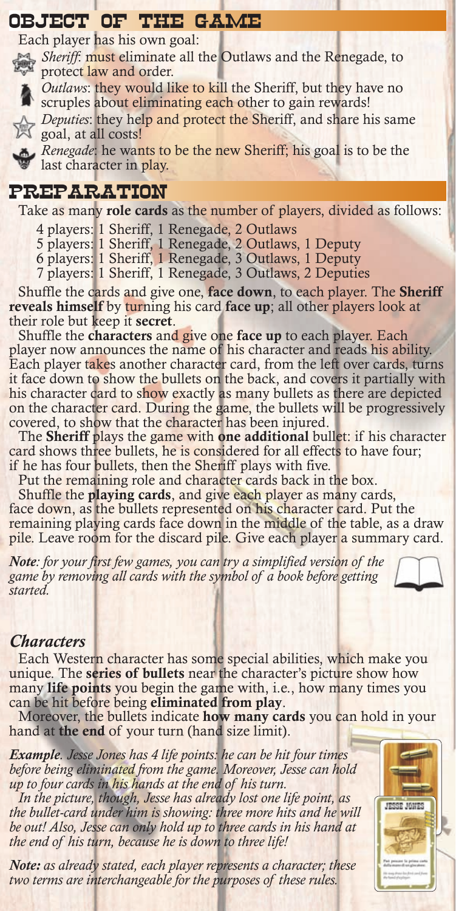## OBJECT OF THE GAME

Each player has his own goal:

- *Sheriff*: must eliminate all the Outlaws and the Renegade, to protect law and order.
- *Outlaws*: they would like to kill the Sheriff, but they have no scruples about eliminating each other to gain rewards!
- *Deputies*: they help and protect the Sheriff, and share his same goal, at all costs!
- *Renegade*: he wants to be the new Sheriff; his goal is to be the last character in play.

## PREPARATION

Take as many **role cards** as the number of players, divided as follows:

- 4 players: 1 Sheriff, 1 Renegade, 2 Outlaws
- 5 players: 1 Sheriff, 1 Renegade, 2 Outlaws, 1 Deputy
- 6 players: 1 Sheriff, 1 Renegade, 3 Outlaws, 1 Deputy
- 7 players: 1 Sheriff, 1 Renegade, 3 Outlaws, 2 Deputies

Shuffle the cards and give one, **face down**, to each player. The **Sheriff reveals himself** by turning his card **face up**; all other players look at their role but keep it **secret**.

Shuffle the **characters** and give one **face up** to each player. Each player now announces the name of his character and reads his ability. Each player takes another character card, from the left over cards, turns it face down to show the bullets on the back, and covers it partially with his character card to show exactly as many bullets as there are depicted on the character card. During the game, the bullets will be progressively covered, to show that the character has been injured.

The **Sheriff** plays the game with **one additional** bullet: if his character card shows three bullets, he is considered for all effects to have four; if he has four bullets, then the Sheriff plays with five.

Put the remaining role and character cards back in the box.

Shuffle the **playing cards**, and give each player as many cards, face down, as the bullets represented on his character card. Put the remaining playing cards face down in the middle of the table, as a draw pile. Leave room for the discard pile. Give each player a summary card.

*Note: for your first few games, you can try a simplified version of the game by removing all cards with the symbol of a book before getting started.*

### *Characters*

Each Western character has some special abilities, which make you unique. The **series of bullets** near the character's picture show how many **life points** you begin the game with, i.e., how many times you can be hit before being **eliminated from play**.

Moreover, the bullets indicate **how many cards** you can hold in your hand at **the end** of your turn (hand size limit).

***Example****. Jesse Jones has 4 life points: he can be hit four times before being eliminated from the game. Moreover, Jesse can hold up to four cards in his hands at the end of his turn.*

*In the picture, though, Jesse has already lost one life point, as the bullet-card under him is showing: three more hits and he will be out! Also, Jesse can only hold up to three cards in his hand at the end of his turn, because he is down to three life!*

***Note:*** *as already stated, each player represents a character; these two terms are interchangeable for the purposes of these rules.*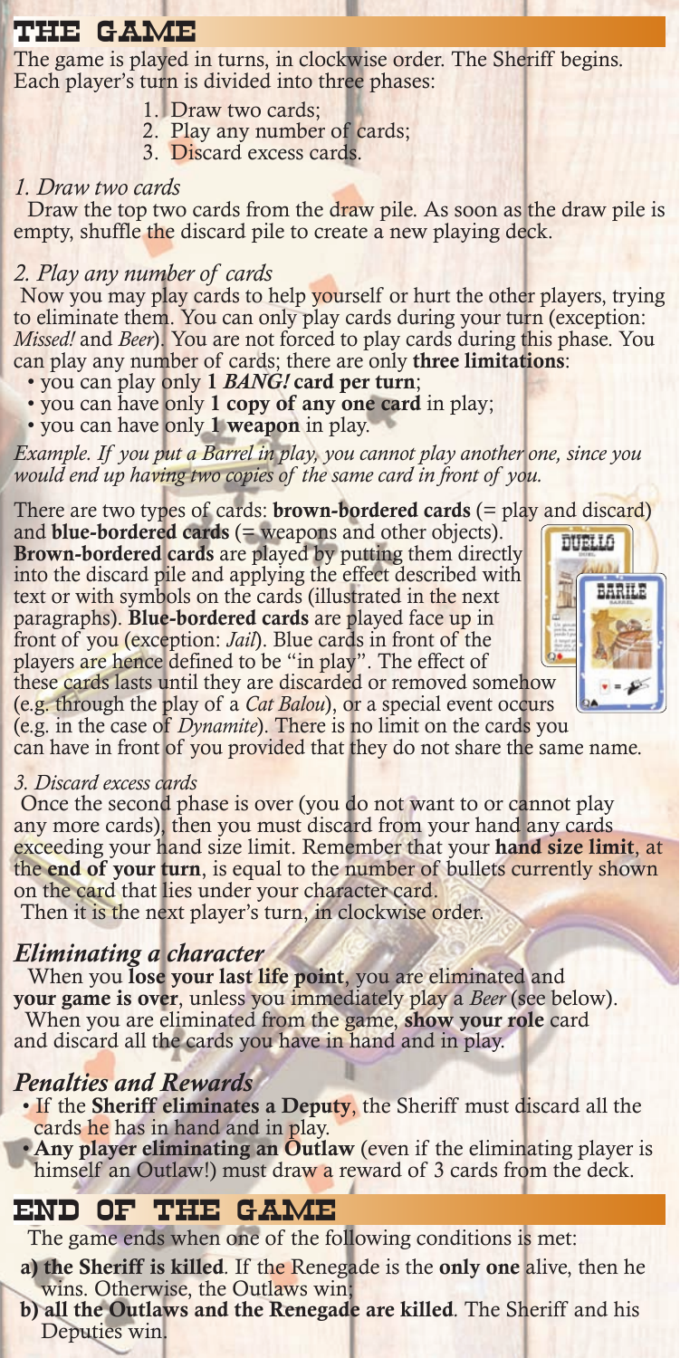## THE GAME

The game is played in turns, in clockwise order. The Sheriff begins. Each player's turn is divided into three phases:

1. Draw two cards;
2. Play any number of cards;
3. Discard excess cards.

### *1. Draw two cards*

Draw the top two cards from the draw pile. As soon as the draw pile is empty, shuffle the discard pile to create a new playing deck.

### *2. Play any number of cards*

Now you may play cards to help yourself or hurt the other players, trying to eliminate them. You can only play cards during your turn (exception: *Missed!* and *Beer*). You are not forced to play cards during this phase. You can play any number of cards; there are only **three limitations**:

- you can play only **1 *BANG!* card per turn**;
- you can have only **1 copy of any one card** in play;
- you can have only **1 weapon** in play.

*Example. If you put a Barrel in play, you cannot play another one, since you would end up having two copies of the same card in front of you.*

There are two types of cards: **brown-bordered cards** (= play and discard) and **blue-bordered cards** (= weapons and other objects). **Brown-bordered cards** are played by putting them directly into the discard pile and applying the effect described with text or with symbols on the cards (illustrated in the next paragraphs). **Blue-bordered cards** are played face up in front of you (exception: *Jail*). Blue cards in front of the players are hence defined to be "in play". The effect of these cards lasts until they are discarded or removed somehow (e.g. through the play of a *Cat Balou*), or a special event occurs (e.g. in the case of *Dynamite*). There is no limit on the cards you can have in front of you provided that they do not share the same name.

### *3. Discard excess cards*

Once the second phase is over (you do not want to or cannot play any more cards), then you must discard from your hand any cards exceeding your hand size limit. Remember that your **hand size limit**, at the **end of your turn**, is equal to the number of bullets currently shown on the card that lies under your character card.

Then it is the next player's turn, in clockwise order.

## *Eliminating a character*

When you **lose your last life point**, you are eliminated and **your game is over**, unless you immediately play a *Beer* (see below).

When you are eliminated from the game, **show your role** card and discard all the cards you have in hand and in play.

## *Penalties and Rewards*

- If the **Sheriff eliminates a Deputy**, the Sheriff must discard all the cards he has in hand and in play.
- **Any player eliminating an Outlaw** (even if the eliminating player is himself an Outlaw!) must draw a reward of 3 cards from the deck.

## END OF THE GAME

The game ends when one of the following conditions is met:

**a) the Sheriff is killed**. If the Renegade is the **only one** alive, then he wins. Otherwise, the Outlaws win;

**b) all the Outlaws and the Renegade are killed**. The Sheriff and his Deputies win.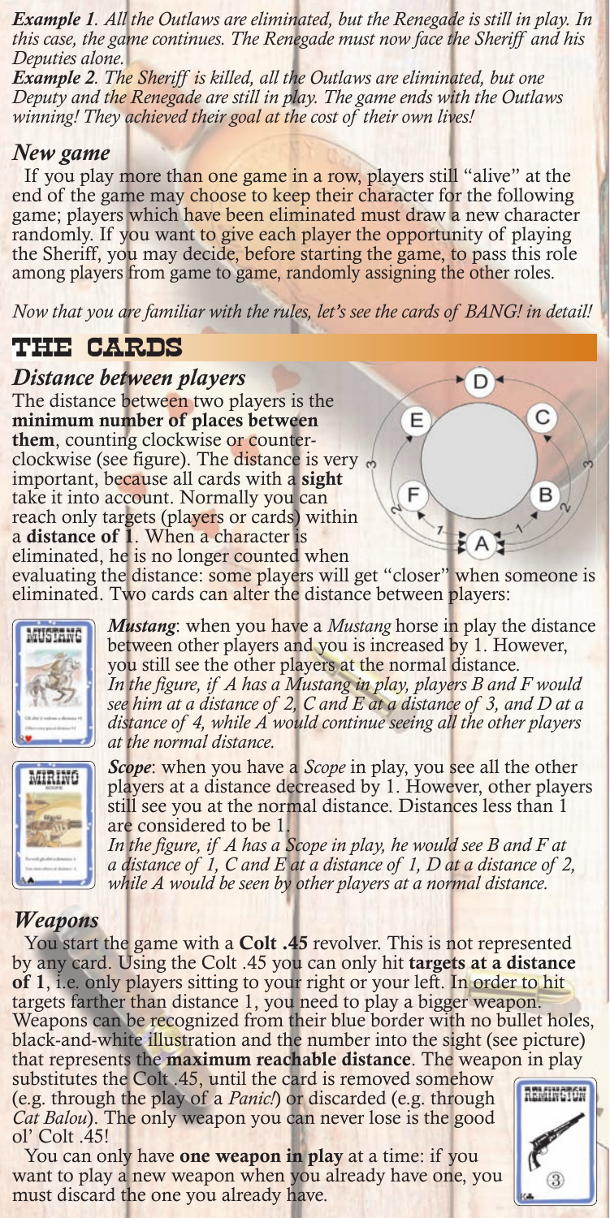***Example 1**. All the Outlaws are eliminated, but the Renegade is still in play. In this case, the game continues. The Renegade must now face the Sheriff and his Deputies alone.*

***Example 2**. The Sheriff is killed, all the Outlaws are eliminated, but one Deputy and the Renegade are still in play. The game ends with the Outlaws winning! They achieved their goal at the cost of their own lives!*

### *New game*

If you play more than one game in a row, players still "alive" at the end of the game may choose to keep their character for the following game; players which have been eliminated must draw a new character randomly. If you want to give each player the opportunity of playing the Sheriff, you may decide, before starting the game, to pass this role among players from game to game, randomly assigning the other roles.

*Now that you are familiar with the rules, let's see the cards of BANG! in detail!*

## THE CARDS

### *Distance between players*

The distance between two players is the **minimum number of places between them**, counting clockwise or counter-clockwise (see figure). The distance is very important, because all cards with a **sight** take it into account. Normally you can reach only targets (players or cards) within a **distance of 1**. When a character is eliminated, he is no longer counted when evaluating the distance: some players will get "closer" when someone is eliminated. Two cards can alter the distance between players:

***Mustang***: when you have a *Mustang* horse in play the distance between other players and you is increased by 1. However, you still see the other players at the normal distance. *In the figure, if A has a Mustang in play, players B and F would see him at a distance of 2, C and E at a distance of 3, and D at a distance of 4, while A would continue seeing all the other players at the normal distance.*

***Scope***: when you have a *Scope* in play, you see all the other players at a distance decreased by 1. However, other players still see you at the normal distance. Distances less than 1 are considered to be 1. *In the figure, if A has a Scope in play, he would see B and F at a distance of 1, C and E at a distance of 1, D at a distance of 2, while A would be seen by other players at a normal distance.*

### *Weapons*

You start the game with a **Colt .45** revolver. This is not represented by any card. Using the Colt .45 you can only hit **targets at a distance of 1**, i.e. only players sitting to your right or your left. In order to hit targets farther than distance 1, you need to play a bigger weapon. Weapons can be recognized from their blue border with no bullet holes, black-and-white illustration and the number into the sight (see picture) that represents the **maximum reachable distance**. The weapon in play substitutes the Colt .45, until the card is removed somehow (e.g. through the play of a *Panic!*) or discarded (e.g. through *Cat Balou*). The only weapon you can never lose is the good ol' Colt .45!

You can only have **one weapon in play** at a time: if you want to play a new weapon when you already have one, you must discard the one you already have.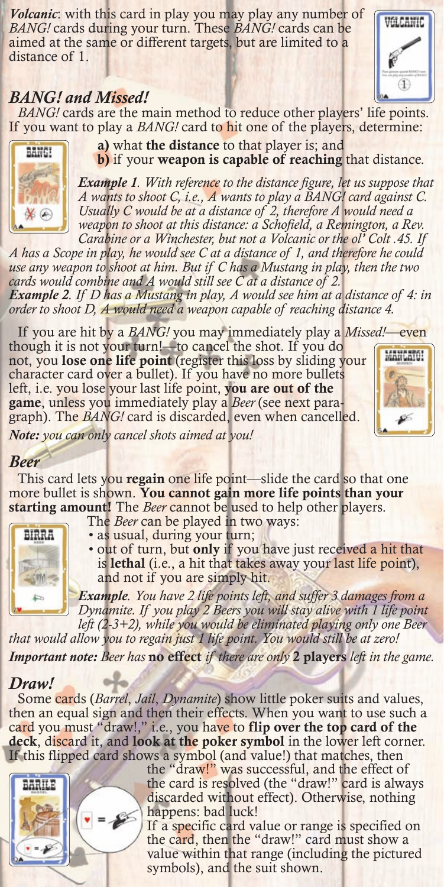*Volcanic*: with this card in play you may play any number of *BANG!* cards during your turn. These *BANG!* cards can be aimed at the same or different targets, but are limited to a distance of 1.

## *BANG! and Missed!*

*BANG!* cards are the main method to reduce other players' life points. If you want to play a *BANG!* card to hit one of the players, determine:

**a)** what **the distance** to that player is; and
**b)** if your **weapon is capable of reaching** that distance.

***Example 1****. With reference to the distance figure, let us suppose that A wants to shoot C, i.e., A wants to play a BANG! card against C. Usually C would be at a distance of 2, therefore A would need a weapon to shoot at this distance: a Schofield, a Remington, a Rev. Carabine or a Winchester, but not a Volcanic or the ol' Colt .45. If A has a Scope in play, he would see C at a distance of 1, and therefore he could use any weapon to shoot at him. But if C has a Mustang in play, then the two cards would combine and A would still see C at a distance of 2.*
***Example 2****. If D has a Mustang in play, A would see him at a distance of 4: in order to shoot D, A would need a weapon capable of reaching distance 4.*

If you are hit by a *BANG!* you may immediately play a *Missed!*—even though it is not your turn!—to cancel the shot. If you do not, you **lose one life point** (register this loss by sliding your character card over a bullet). If you have no more bullets left, i.e. you lose your last life point, **you are out of the game**, unless you immediately play a *Beer* (see next paragraph). The *BANG!* card is discarded, even when cancelled.

***Note:*** *you can only cancel shots aimed at you!*

## *Beer*

This card lets you **regain** one life point—slide the card so that one more bullet is shown. **You cannot gain more life points than your starting amount!** The *Beer* cannot be used to help other players.

The *Beer* can be played in two ways:

- as usual, during your turn;
- out of turn, but **only** if you have just received a hit that is **lethal** (i.e., a hit that takes away your last life point), and not if you are simply hit.

***Example****. You have 2 life points left, and suffer 3 damages from a Dynamite. If you play 2 Beers you will stay alive with 1 life point left (2-3+2), while you would be eliminated playing only one Beer that would allow you to regain just 1 life point. You would still be at zero!*

***Important note:*** *Beer has* **no effect** *if there are only* **2 players** *left in the game.*

## *Draw!*

Some cards (*Barrel*, *Jail*, *Dynamite*) show little poker suits and values, then an equal sign and then their effects. When you want to use such a card you must "draw!," i.e., you have to **flip over the top card of the deck**, discard it, and **look at the poker symbol** in the lower left corner. If this flipped card shows a symbol (and value!) that matches, then the "draw!" was successful, and the effect of the card is resolved (the "draw!" card is always discarded without effect). Otherwise, nothing happens: bad luck!

If a specific card value or range is specified on the card, then the "draw!" card must show a value within that range (including the pictured symbols), and the suit shown.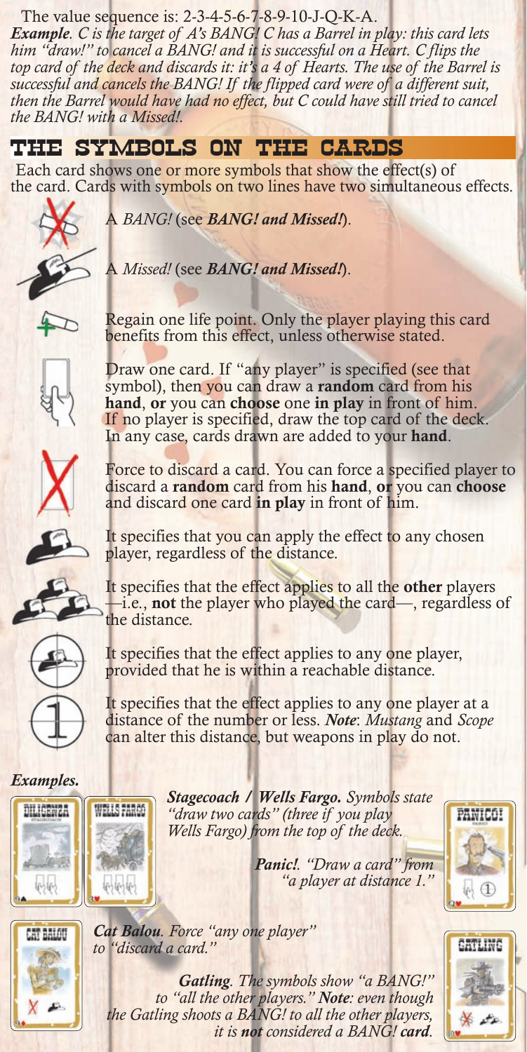The value sequence is: 2-3-4-5-6-7-8-9-10-J-Q-K-A.

***Example**. C is the target of A's BANG! C has a Barrel in play: this card lets him "draw!" to cancel a BANG! and it is successful on a Heart. C flips the top card of the deck and discards it: it's a 4 of Hearts. The use of the Barrel is successful and cancels the BANG! If the flipped card were of a different suit, then the Barrel would have had no effect, but C could have still tried to cancel the BANG! with a Missed!.*

## THE SYMBOLS ON THE CARDS

Each card shows one or more symbols that show the effect(s) of the card. Cards with symbols on two lines have two simultaneous effects.

A *BANG!* (see ***BANG! and Missed!***).

A *Missed!* (see ***BANG! and Missed!***).

Regain one life point. Only the player playing this card benefits from this effect, unless otherwise stated.

Draw one card. If "any player" is specified (see that symbol), then you can draw a **random** card from his **hand**, **or** you can **choose** one **in play** in front of him. If no player is specified, draw the top card of the deck. In any case, cards drawn are added to your **hand**.

Force to discard a card. You can force a specified player to discard a **random** card from his **hand**, **or** you can **choose** and discard one card **in play** in front of him.

It specifies that you can apply the effect to any chosen player, regardless of the distance.

It specifies that the effect applies to all the **other** players —i.e., **not** the player who played the card—, regardless of the distance.

It specifies that the effect applies to any one player, provided that he is within a reachable distance.

It specifies that the effect applies to any one player at a distance of the number or less. ***Note***: *Mustang* and *Scope* can alter this distance, but weapons in play do not.

***Examples.***

***Stagecoach / Wells Fargo.*** *Symbols state "draw two cards" (three if you play Wells Fargo) from the top of the deck.*

***Panic!.*** *"Draw a card" from "a player at distance 1."*

***Cat Balou.*** *Force "any one player" to "discard a card."*

***Gatling.*** *The symbols show "a BANG!" to "all the other players."* ***Note****: even though the Gatling shoots a BANG! to all the other players, it is* ***not*** *considered a BANG!* ***card***.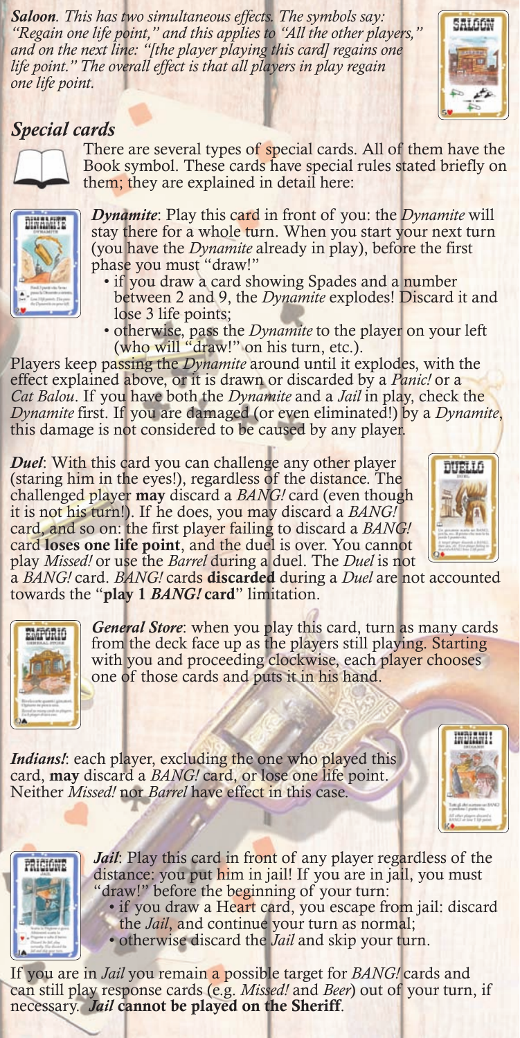*Saloon*. This has two simultaneous effects. The symbols say: "Regain one life point," and this applies to "All the other players," and on the next line: "[the player playing this card] regains one life point." The overall effect is that all players in play regain one life point.

## Special cards

There are several types of special cards. All of them have the Book symbol. These cards have special rules stated briefly on them; they are explained in detail here:

***Dynamite***: Play this card in front of you: the *Dynamite* will stay there for a whole turn. When you start your next turn (you have the *Dynamite* already in play), before the first phase you must "draw!"

- if you draw a card showing Spades and a number between 2 and 9, the *Dynamite* explodes! Discard it and lose 3 life points;
- otherwise, pass the *Dynamite* to the player on your left (who will "draw!" on his turn, etc.).

Players keep passing the *Dynamite* around until it explodes, with the effect explained above, or it is drawn or discarded by a *Panic!* or a *Cat Balou*. If you have both the *Dynamite* and a *Jail* in play, check the *Dynamite* first. If you are damaged (or even eliminated!) by a *Dynamite*, this damage is not considered to be caused by any player.

***Duel***: With this card you can challenge any other player (staring him in the eyes!), regardless of the distance. The challenged player **may** discard a *BANG!* card (even though it is not his turn!). If he does, you may discard a *BANG!* card, and so on: the first player failing to discard a *BANG!* card **loses one life point**, and the duel is over. You cannot play *Missed!* or use the *Barrel* during a duel. The *Duel* is not a *BANG!* card. *BANG!* cards **discarded** during a *Duel* are not accounted towards the "**play 1 *BANG!* card**" limitation.

***General Store***: when you play this card, turn as many cards from the deck face up as the players still playing. Starting with you and proceeding clockwise, each player chooses one of those cards and puts it in his hand.

***Indians!***: each player, excluding the one who played this card, **may** discard a *BANG!* card, or lose one life point. Neither *Missed!* nor *Barrel* have effect in this case.

***Jail***: Play this card in front of any player regardless of the distance: you put him in jail! If you are in jail, you must "draw!" before the beginning of your turn:

- if you draw a Heart card, you escape from jail: discard the *Jail*, and continue your turn as normal;
- otherwise discard the *Jail* and skip your turn.

If you are in *Jail* you remain a possible target for *BANG!* cards and can still play response cards (e.g. *Missed!* and *Beer*) out of your turn, if necessary. ***Jail* cannot be played on the Sheriff**.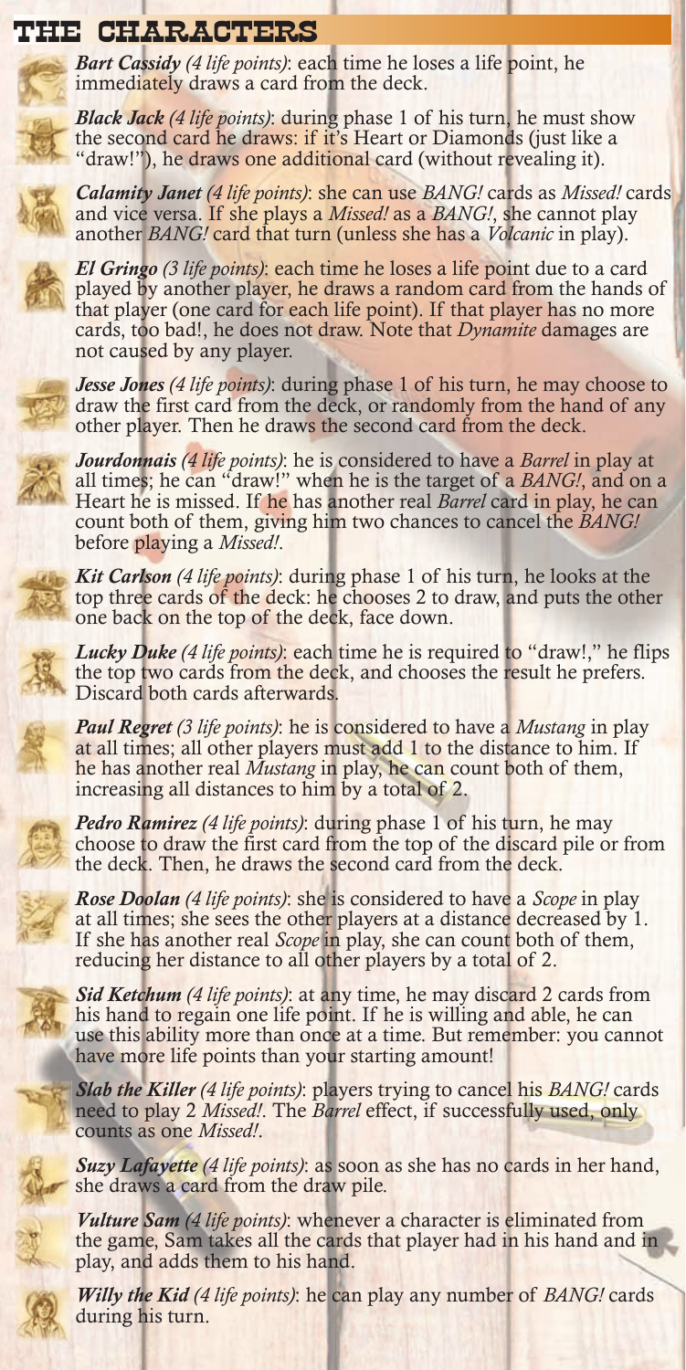# THE CHARACTERS

***Bart Cassidy** (4 life points)*: each time he loses a life point, he immediately draws a card from the deck.

***Black Jack** (4 life points)*: during phase 1 of his turn, he must show the second card he draws: if it's Heart or Diamonds (just like a "draw!"), he draws one additional card (without revealing it).

***Calamity Janet** (4 life points)*: she can use *BANG!* cards as *Missed!* cards and vice versa. If she plays a *Missed!* as a *BANG!*, she cannot play another *BANG!* card that turn (unless she has a *Volcanic* in play).

***El Gringo** (3 life points)*: each time he loses a life point due to a card played by another player, he draws a random card from the hands of that player (one card for each life point). If that player has no more cards, too bad!, he does not draw. Note that *Dynamite* damages are not caused by any player.

***Jesse Jones** (4 life points)*: during phase 1 of his turn, he may choose to draw the first card from the deck, or randomly from the hand of any other player. Then he draws the second card from the deck.

***Jourdonnais** (4 life points)*: he is considered to have a *Barrel* in play at all times; he can "draw!" when he is the target of a *BANG!*, and on a Heart he is missed. If he has another real *Barrel* card in play, he can count both of them, giving him two chances to cancel the *BANG!* before playing a *Missed!*.

***Kit Carlson** (4 life points)*: during phase 1 of his turn, he looks at the top three cards of the deck: he chooses 2 to draw, and puts the other one back on the top of the deck, face down.

***Lucky Duke** (4 life points)*: each time he is required to "draw!," he flips the top two cards from the deck, and chooses the result he prefers. Discard both cards afterwards.

***Paul Regret** (3 life points)*: he is considered to have a *Mustang* in play at all times; all other players must add 1 to the distance to him. If he has another real *Mustang* in play, he can count both of them, increasing all distances to him by a total of 2.

***Pedro Ramirez** (4 life points)*: during phase 1 of his turn, he may choose to draw the first card from the top of the discard pile or from the deck. Then, he draws the second card from the deck.

***Rose Doolan** (4 life points)*: she is considered to have a *Scope* in play at all times; she sees the other players at a distance decreased by 1. If she has another real *Scope* in play, she can count both of them, reducing her distance to all other players by a total of 2.

***Sid Ketchum** (4 life points)*: at any time, he may discard 2 cards from his hand to regain one life point. If he is willing and able, he can use this ability more than once at a time. But remember: you cannot have more life points than your starting amount!

***Slab the Killer** (4 life points)*: players trying to cancel his *BANG!* cards need to play 2 *Missed!*. The *Barrel* effect, if successfully used, only counts as one *Missed!*.

***Suzy Lafayette** (4 life points)*: as soon as she has no cards in her hand, she draws a card from the draw pile.

***Vulture Sam** (4 life points)*: whenever a character is eliminated from the game, Sam takes all the cards that player had in his hand and in play, and adds them to his hand.

***Willy the Kid** (4 life points)*: he can play any number of *BANG!* cards during his turn.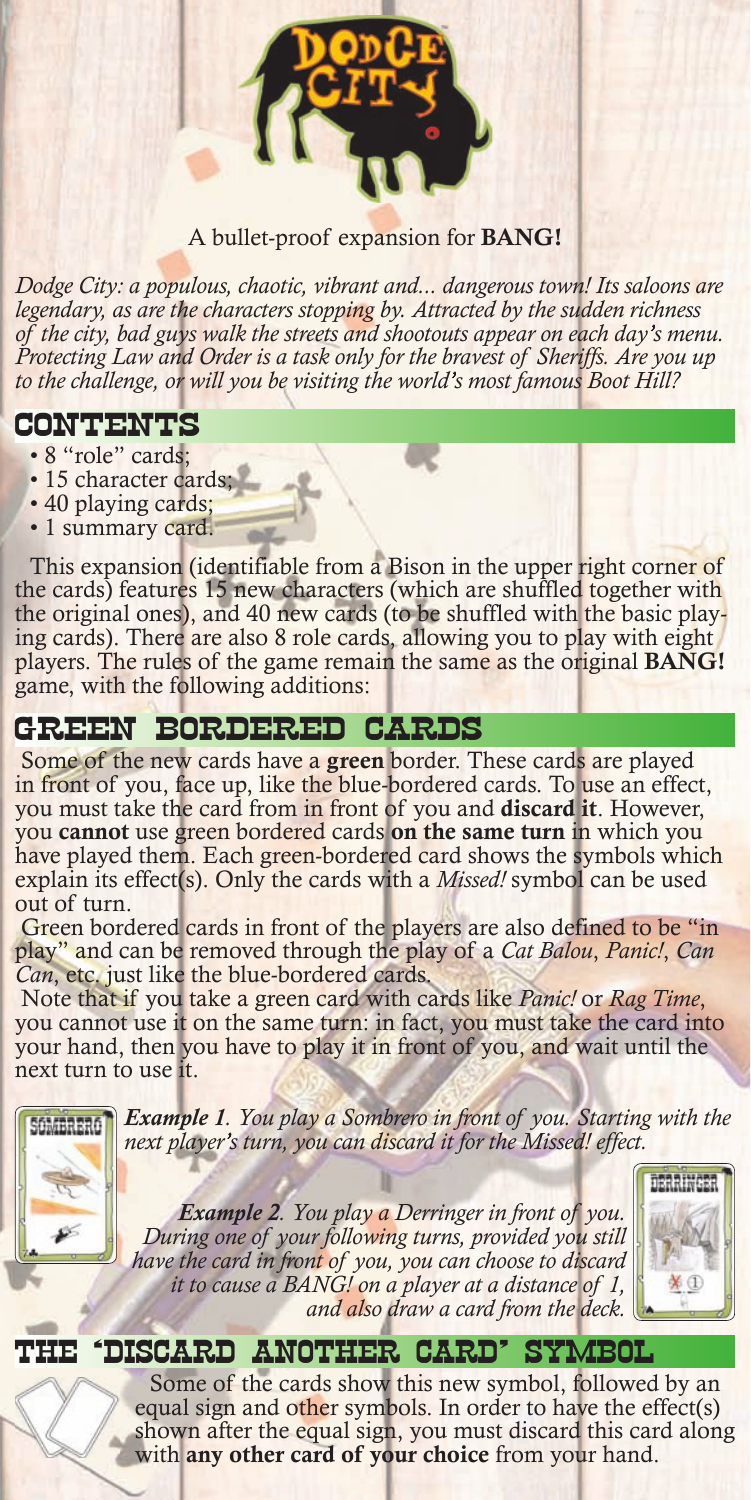A bullet-proof expansion for **BANG!**

*Dodge City: a populous, chaotic, vibrant and... dangerous town! Its saloons are legendary, as are the characters stopping by. Attracted by the sudden richness of the city, bad guys walk the streets and shootouts appear on each day's menu. Protecting Law and Order is a task only for the bravest of Sheriffs. Are you up to the challenge, or will you be visiting the world's most famous Boot Hill?*

## CONTENTS

- 8 "role" cards;
- 15 character cards;
- 40 playing cards;
- 1 summary card.

This expansion (identifiable from a Bison in the upper right corner of the cards) features 15 new characters (which are shuffled together with the original ones), and 40 new cards (to be shuffled with the basic playing cards). There are also 8 role cards, allowing you to play with eight players. The rules of the game remain the same as the original **BANG!** game, with the following additions:

## GREEN BORDERED CARDS

Some of the new cards have a **green** border. These cards are played in front of you, face up, like the blue-bordered cards. To use an effect, you must take the card from in front of you and **discard it**. However, you **cannot** use green bordered cards **on the same turn** in which you have played them. Each green-bordered card shows the symbols which explain its effect(s). Only the cards with a *Missed!* symbol can be used out of turn.

Green bordered cards in front of the players are also defined to be "in play" and can be removed through the play of a *Cat Balou*, *Panic!*, *Can Can*, etc. just like the blue-bordered cards.

Note that if you take a green card with cards like *Panic!* or *Rag Time*, you cannot use it on the same turn: in fact, you must take the card into your hand, then you have to play it in front of you, and wait until the next turn to use it.

***Example 1**. You play a Sombrero in front of you. Starting with the next player's turn, you can discard it for the Missed! effect.*

***Example 2**. You play a Derringer in front of you. During one of your following turns, provided you still have the card in front of you, you can choose to discard it to cause a BANG! on a player at a distance of 1, and also draw a card from the deck.*

## THE "DISCARD ANOTHER CARD" SYMBOL

Some of the cards show this new symbol, followed by an equal sign and other symbols. In order to have the effect(s) shown after the equal sign, you must discard this card along with **any other card of your choice** from your hand.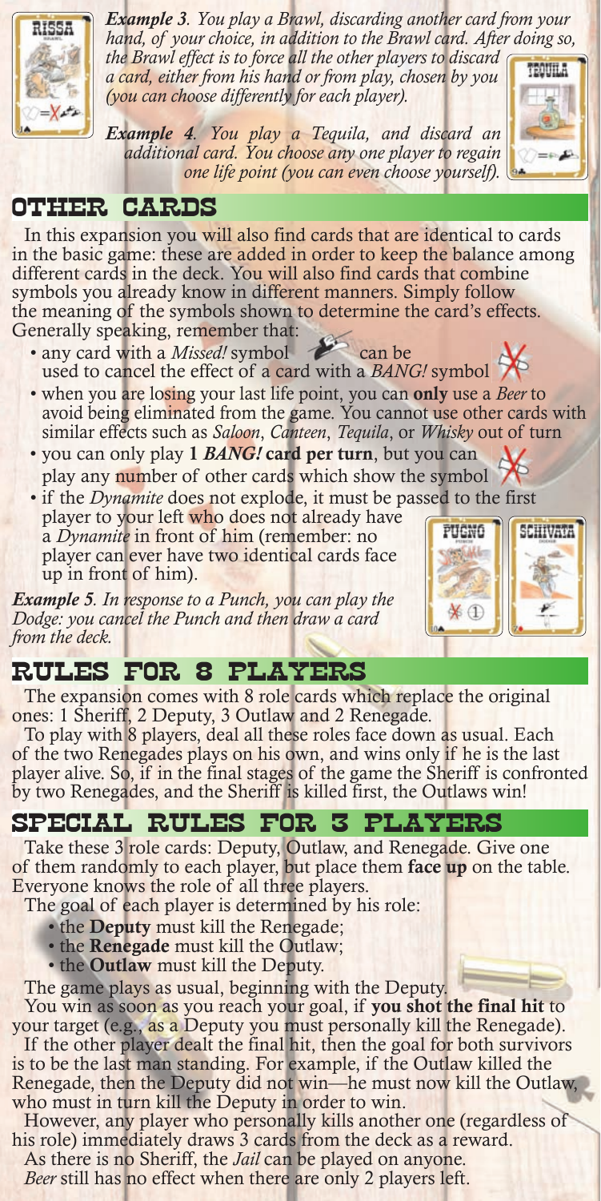*Example 3. You play a Brawl, discarding another card from your hand, of your choice, in addition to the Brawl card. After doing so, the Brawl effect is to force all the other players to discard a card, either from his hand or from play, chosen by you (you can choose differently for each player).*

*Example 4. You play a Tequila, and discard an additional card. You choose any one player to regain one life point (you can even choose yourself).*

## OTHER CARDS

In this expansion you will also find cards that are identical to cards in the basic game: these are added in order to keep the balance among different cards in the deck. You will also find cards that combine symbols you already know in different manners. Simply follow the meaning of the symbols shown to determine the card's effects. Generally speaking, remember that:

- any card with a *Missed!* symbol can be used to cancel the effect of a card with a *BANG!* symbol
- when you are losing your last life point, you can **only** use a *Beer* to avoid being eliminated from the game. You cannot use other cards with similar effects such as *Saloon*, *Canteen*, *Tequila*, or *Whisky* out of turn
- you can only play **1 *BANG!* card per turn**, but you can play any number of other cards which show the symbol
- if the *Dynamite* does not explode, it must be passed to the first player to your left who does not already have a *Dynamite* in front of him (remember: no player can ever have two identical cards face up in front of him).

*Example 5. In response to a Punch, you can play the Dodge: you cancel the Punch and then draw a card from the deck.*

## RULES FOR 8 PLAYERS

The expansion comes with 8 role cards which replace the original ones: 1 Sheriff, 2 Deputy, 3 Outlaw and 2 Renegade.

To play with 8 players, deal all these roles face down as usual. Each of the two Renegades plays on his own, and wins only if he is the last player alive. So, if in the final stages of the game the Sheriff is confronted by two Renegades, and the Sheriff is killed first, the Outlaws win!

## SPECIAL RULES FOR 3 PLAYERS

Take these 3 role cards: Deputy, Outlaw, and Renegade. Give one of them randomly to each player, but place them **face up** on the table. Everyone knows the role of all three players.

The goal of each player is determined by his role:

- the **Deputy** must kill the Renegade;
- the **Renegade** must kill the Outlaw;
- the **Outlaw** must kill the Deputy.

The game plays as usual, beginning with the Deputy.

You win as soon as you reach your goal, if **you shot the final hit** to your target (e.g., as a Deputy you must personally kill the Renegade).

If the other player dealt the final hit, then the goal for both survivors is to be the last man standing. For example, if the Outlaw killed the Renegade, then the Deputy did not win—he must now kill the Outlaw, who must in turn kill the Deputy in order to win.

However, any player who personally kills another one (regardless of his role) immediately draws 3 cards from the deck as a reward.

As there is no Sheriff, the *Jail* can be played on anyone.

*Beer* still has no effect when there are only 2 players left.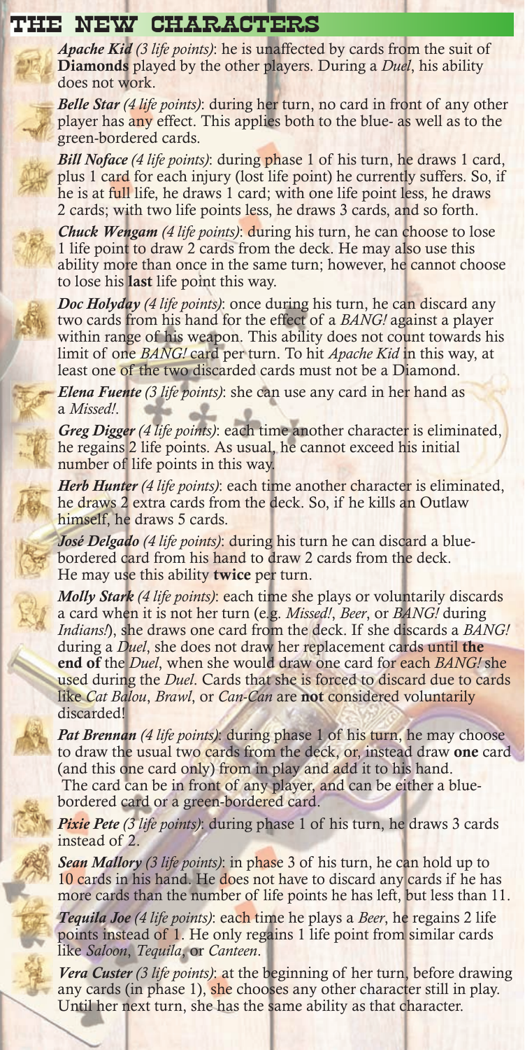# THE NEW CHARACTERS

***Apache Kid** (3 life points)*: he is unaffected by cards from the suit of **Diamonds** played by the other players. During a *Duel*, his ability does not work.

***Belle Star** (4 life points)*: during her turn, no card in front of any other player has any effect. This applies both to the blue- as well as to the green-bordered cards.

***Bill Noface** (4 life points)*: during phase 1 of his turn, he draws 1 card, plus 1 card for each injury (lost life point) he currently suffers. So, if he is at full life, he draws 1 card; with one life point less, he draws 2 cards; with two life points less, he draws 3 cards, and so forth.

***Chuck Wengam** (4 life points)*: during his turn, he can choose to lose 1 life point to draw 2 cards from the deck. He may also use this ability more than once in the same turn; however, he cannot choose to lose his **last** life point this way.

***Doc Holyday** (4 life points)*: once during his turn, he can discard any two cards from his hand for the effect of a *BANG!* against a player within range of his weapon. This ability does not count towards his limit of one *BANG!* card per turn. To hit *Apache Kid* in this way, at least one of the two discarded cards must not be a Diamond.

***Elena Fuente** (3 life points)*: she can use any card in her hand as a *Missed!*.

***Greg Digger** (4 life points)*: each time another character is eliminated, he regains 2 life points. As usual, he cannot exceed his initial number of life points in this way.

***Herb Hunter** (4 life points)*: each time another character is eliminated, he draws 2 extra cards from the deck. So, if he kills an Outlaw himself, he draws 5 cards.

***José Delgado** (4 life points)*: during his turn he can discard a blue-bordered card from his hand to draw 2 cards from the deck. He may use this ability **twice** per turn.

***Molly Stark** (4 life points)*: each time she plays or voluntarily discards a card when it is not her turn (e.g. *Missed!*, *Beer*, or *BANG!* during *Indians!*), she draws one card from the deck. If she discards a *BANG!* during a *Duel*, she does not draw her replacement cards until **the end of** the *Duel*, when she would draw one card for each *BANG!* she used during the *Duel*. Cards that she is forced to discard due to cards like *Cat Balou*, *Brawl*, or *Can-Can* are **not** considered voluntarily discarded!

***Pat Brennan** (4 life points)*: during phase 1 of his turn, he may choose to draw the usual two cards from the deck, or, instead draw **one** card (and this one card only) from in play and add it to his hand. The card can be in front of any player, and can be either a blue-bordered card or a green-bordered card.

***Pixie Pete** (3 life points)*: during phase 1 of his turn, he draws 3 cards instead of 2.

***Sean Mallory** (3 life points)*: in phase 3 of his turn, he can hold up to 10 cards in his hand. He does not have to discard any cards if he has more cards than the number of life points he has left, but less than 11.

***Tequila Joe** (4 life points)*: each time he plays a *Beer*, he regains 2 life points instead of 1. He only regains 1 life point from similar cards like *Saloon*, *Tequila*, or *Canteen*.

***Vera Custer** (3 life points)*: at the beginning of her turn, before drawing any cards (in phase 1), she chooses any other character still in play. Until her next turn, she has the same ability as that character.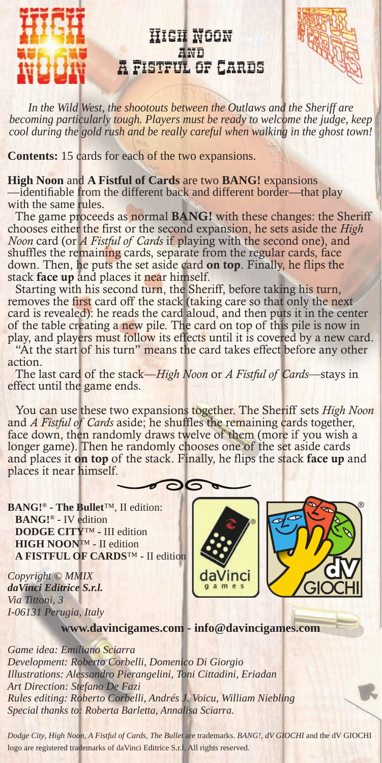# High Noon and A Fistful of Cards

*In the Wild West, the shootouts between the Outlaws and the Sheriff are becoming particularly tough. Players must be ready to welcome the judge, keep cool during the gold rush and be really careful when walking in the ghost town!*

**Contents:** 15 cards for each of the two expansions.

**High Noon** and **A Fistful of Cards** are two **BANG!** expansions —identifiable from the different back and different border—that play with the same rules.

The game proceeds as normal **BANG!** with these changes: the Sheriff chooses either the first or the second expansion, he sets aside the *High Noon* card (or *A Fistful of Cards* if playing with the second one), and shuffles the remaining cards, separate from the regular cards, face down. Then, he puts the set aside card **on top**. Finally, he flips the stack **face up** and places it near himself.

Starting with his second turn, the Sheriff, before taking his turn, removes the first card off the stack (taking care so that only the next card is revealed): he reads the card aloud, and then puts it in the center of the table creating a new pile. The card on top of this pile is now in play, and players must follow its effects until it is covered by a new card.

"At the start of his turn" means the card takes effect before any other action.

The last card of the stack—*High Noon* or *A Fistful of Cards*—stays in effect until the game ends.

You can use these two expansions together. The Sheriff sets *High Noon* and *A Fistful of Cards* aside; he shuffles the remaining cards together, face down, then randomly draws twelve of them (more if you wish a longer game). Then he randomly chooses one of the set aside cards and places it **on top** of the stack. Finally, he flips the stack **face up** and places it near himself.

**BANG!® - The Bullet™**, II edition:
- **BANG!®** - IV edition
- **DODGE CITY™** - III edition
- **HIGH NOON™** - II edition
- **A FISTFUL OF CARDS™** - II edition

*Copyright © MMIX*
***daVinci Editrice S.r.l.***
*Via Tittoni, 3*
*I-06131 Perugia, Italy*

**www.davincigames.com - info@davincigames.com**

*Game idea: Emiliano Sciarra*
*Development: Roberto Corbelli, Domenico Di Giorgio*
*Illustrations: Alessandro Pierangelini, Toni Cittadini, Eriadan*
*Art Direction: Stefano De Fazi*
*Rules editing: Roberto Corbelli, Andrés J. Voicu, William Niebling*
*Special thanks to: Roberta Barletta, Annalisa Sciarra.*

*Dodge City, High Noon, A Fistful of Cards, The Bullet* are trademarks. *BANG!*, *dV GIOCHI* and the dV GIOCHI logo are registered trademarks of daVinci Editrice S.r.l. All rights reserved.